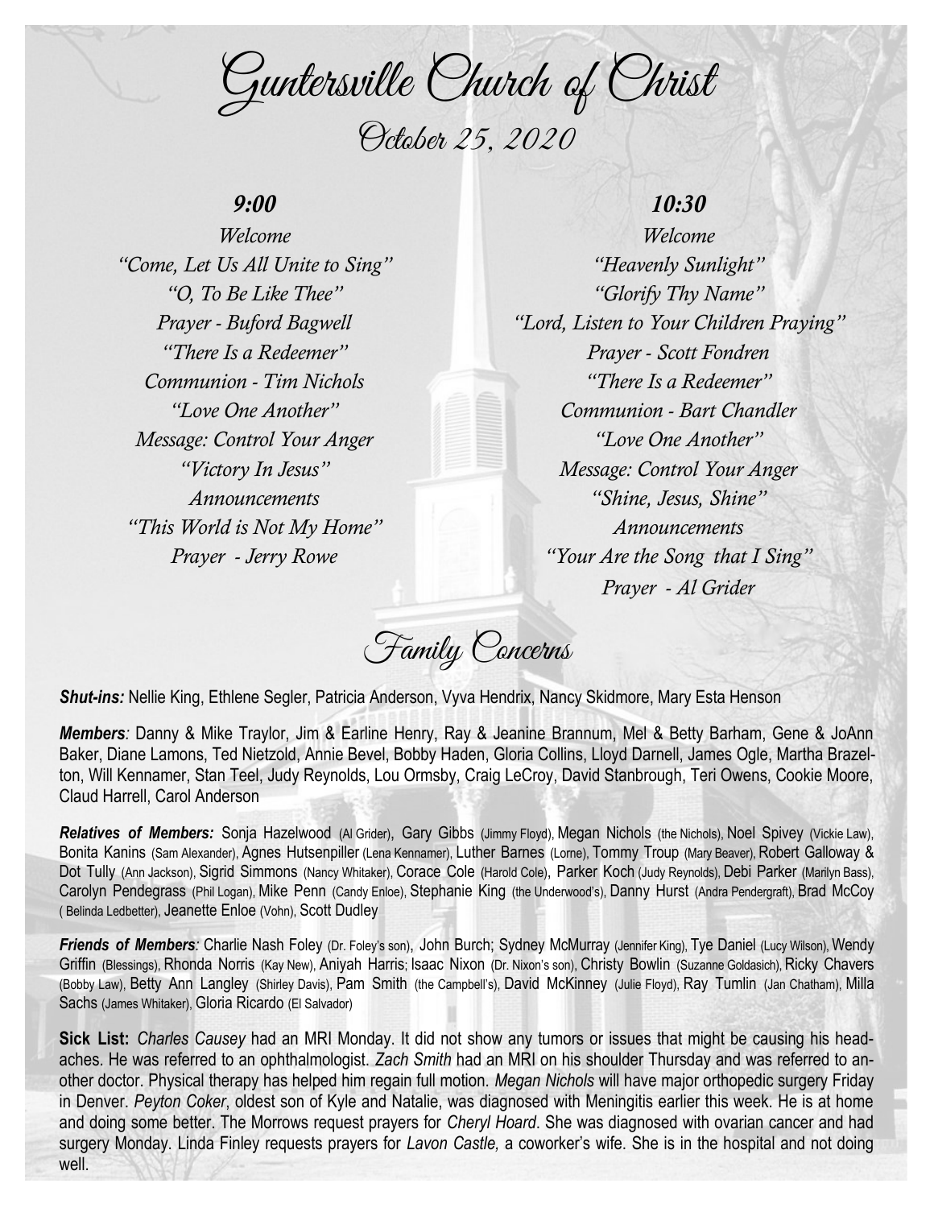# Guntersville Church of Christ

## October 25, 2020

### *9:00*

*Welcome*
*"Come, Let Us All Unite to Sing"*
*"O, To Be Like Thee"*
*Prayer - Buford Bagwell*
*"There Is a Redeemer"*
*Communion - Tim Nichols*
*"Love One Another"*
*Message: Control Your Anger*
*"Victory In Jesus"*
*Announcements*
*"This World is Not My Home"*
*Prayer - Jerry Rowe*

### *10:30*

*Welcome*
*"Heavenly Sunlight"*
*"Glorify Thy Name"*
*"Lord, Listen to Your Children Praying"*
*Prayer - Scott Fondren*
*"There Is a Redeemer"*
*Communion - Bart Chandler*
*"Love One Another"*
*Message: Control Your Anger*
*"Shine, Jesus, Shine"*
*Announcements*
*"Your Are the Song that I Sing"*
*Prayer - Al Grider*

## Family Concerns

***Shut-ins:*** Nellie King, Ethlene Segler, Patricia Anderson, Vyva Hendrix, Nancy Skidmore, Mary Esta Henson

***Members:*** Danny & Mike Traylor, Jim & Earline Henry, Ray & Jeanine Brannum, Mel & Betty Barham, Gene & JoAnn Baker, Diane Lamons, Ted Nietzold, Annie Bevel, Bobby Haden, Gloria Collins, Lloyd Darnell, James Ogle, Martha Brazelton, Will Kennamer, Stan Teel, Judy Reynolds, Lou Ormsby, Craig LeCroy, David Stanbrough, Teri Owens, Cookie Moore, Claud Harrell, Carol Anderson

***Relatives of Members:*** Sonja Hazelwood (Al Grider), Gary Gibbs (Jimmy Floyd), Megan Nichols (the Nichols), Noel Spivey (Vickie Law), Bonita Kanins (Sam Alexander), Agnes Hutsenpiller (Lena Kennamer), Luther Barnes (Lorne), Tommy Troup (Mary Beaver), Robert Galloway & Dot Tully (Ann Jackson), Sigrid Simmons (Nancy Whitaker), Corace Cole (Harold Cole), Parker Koch (Judy Reynolds), Debi Parker (Marilyn Bass), Carolyn Pendegrass (Phil Logan), Mike Penn (Candy Enloe), Stephanie King (the Underwood's), Danny Hurst (Andra Pendergraft), Brad McCoy ( Belinda Ledbetter), Jeanette Enloe (Vohn), Scott Dudley

***Friends of Members:*** Charlie Nash Foley (Dr. Foley's son), John Burch; Sydney McMurray (Jennifer King), Tye Daniel (Lucy Wilson), Wendy Griffin (Blessings), Rhonda Norris (Kay New), Aniyah Harris; Isaac Nixon (Dr. Nixon's son), Christy Bowlin (Suzanne Goldasich), Ricky Chavers (Bobby Law), Betty Ann Langley (Shirley Davis), Pam Smith (the Campbell's), David McKinney (Julie Floyd), Ray Tumlin (Jan Chatham), Milla Sachs (James Whitaker), Gloria Ricardo (El Salvador)

**Sick List:** *Charles Causey* had an MRI Monday. It did not show any tumors or issues that might be causing his headaches. He was referred to an ophthalmologist. *Zach Smith* had an MRI on his shoulder Thursday and was referred to another doctor. Physical therapy has helped him regain full motion. *Megan Nichols* will have major orthopedic surgery Friday in Denver. *Peyton Coker*, oldest son of Kyle and Natalie, was diagnosed with Meningitis earlier this week. He is at home and doing some better. The Morrows request prayers for *Cheryl Hoard*. She was diagnosed with ovarian cancer and had surgery Monday. Linda Finley requests prayers for *Lavon Castle,* a coworker's wife. She is in the hospital and not doing well.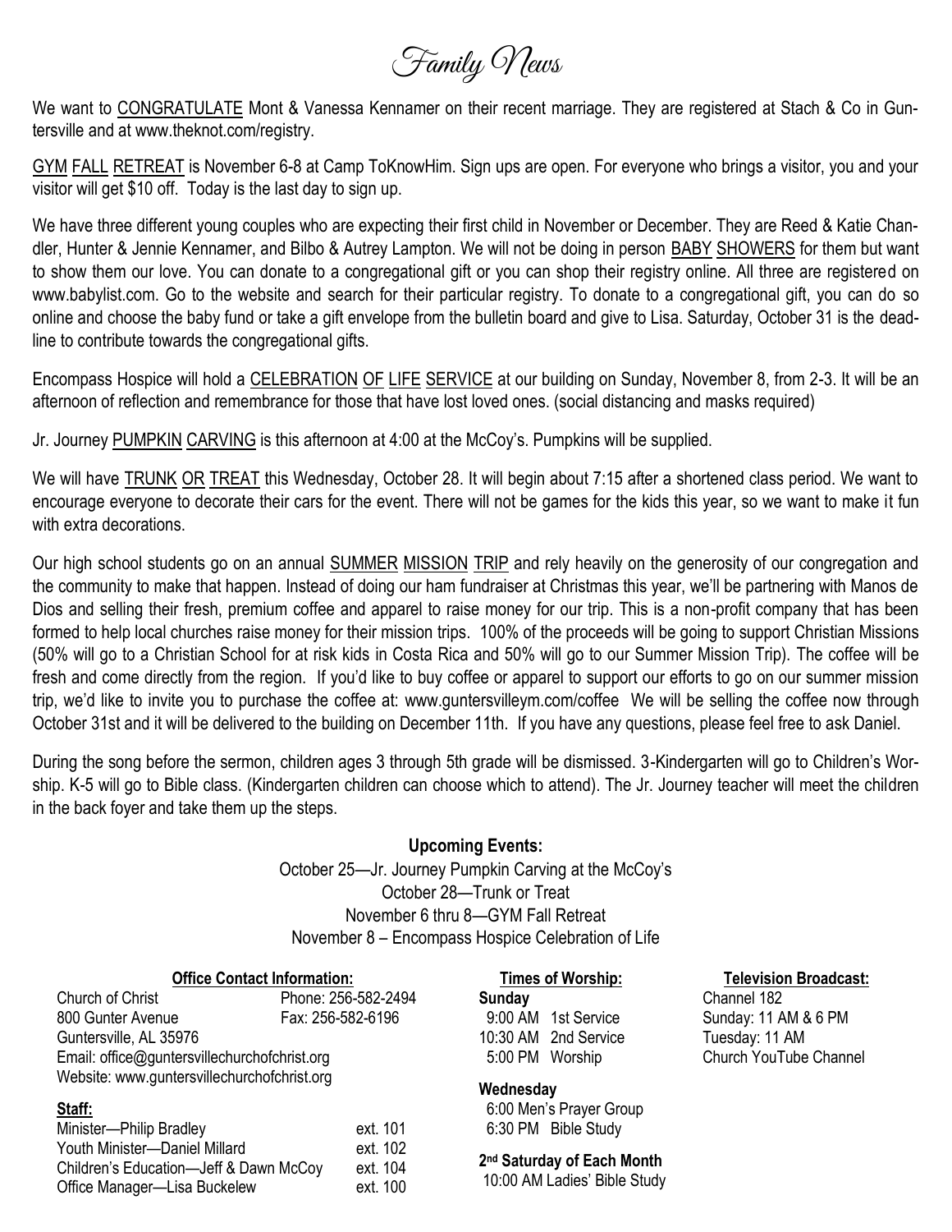# Family News

We want to <u>CONGRATULATE</u> Mont & Vanessa Kennamer on their recent marriage. They are registered at Stach & Co in Guntersville and at www.theknot.com/registry.

<u>GYM</u> <u>FALL</u> <u>RETREAT</u> is November 6-8 at Camp ToKnowHim. Sign ups are open. For everyone who brings a visitor, you and your visitor will get $10 off. Today is the last day to sign up.

We have three different young couples who are expecting their first child in November or December. They are Reed & Katie Chandler, Hunter & Jennie Kennamer, and Bilbo & Autrey Lampton. We will not be doing in person <u>BABY</u> <u>SHOWERS</u> for them but want to show them our love. You can donate to a congregational gift or you can shop their registry online. All three are registered on www.babylist.com. Go to the website and search for their particular registry. To donate to a congregational gift, you can do so online and choose the baby fund or take a gift envelope from the bulletin board and give to Lisa. Saturday, October 31 is the deadline to contribute towards the congregational gifts.

Encompass Hospice will hold a <u>CELEBRATION</u> <u>OF</u> <u>LIFE</u> <u>SERVICE</u> at our building on Sunday, November 8, from 2-3. It will be an afternoon of reflection and remembrance for those that have lost loved ones. (social distancing and masks required)

Jr. Journey <u>PUMPKIN</u> <u>CARVING</u> is this afternoon at 4:00 at the McCoy's. Pumpkins will be supplied.

We will have <u>TRUNK</u> <u>OR</u> <u>TREAT</u> this Wednesday, October 28. It will begin about 7:15 after a shortened class period. We want to encourage everyone to decorate their cars for the event. There will not be games for the kids this year, so we want to make it fun with extra decorations.

Our high school students go on an annual <u>SUMMER</u> <u>MISSION</u> <u>TRIP</u> and rely heavily on the generosity of our congregation and the community to make that happen. Instead of doing our ham fundraiser at Christmas this year, we'll be partnering with Manos de Dios and selling their fresh, premium coffee and apparel to raise money for our trip. This is a non-profit company that has been formed to help local churches raise money for their mission trips. 100% of the proceeds will be going to support Christian Missions (50% will go to a Christian School for at risk kids in Costa Rica and 50% will go to our Summer Mission Trip). The coffee will be fresh and come directly from the region. If you'd like to buy coffee or apparel to support our efforts to go on our summer mission trip, we'd like to invite you to purchase the coffee at: www.guntersvilleym.com/coffee We will be selling the coffee now through October 31st and it will be delivered to the building on December 11th. If you have any questions, please feel free to ask Daniel.

During the song before the sermon, children ages 3 through 5th grade will be dismissed. 3-Kindergarten will go to Children's Worship. K-5 will go to Bible class. (Kindergarten children can choose which to attend). The Jr. Journey teacher will meet the children in the back foyer and take them up the steps.

**Upcoming Events:**

October 25—Jr. Journey Pumpkin Carving at the McCoy's
October 28—Trunk or Treat
November 6 thru 8—GYM Fall Retreat
November 8 – Encompass Hospice Celebration of Life

**<u>Office Contact Information:</u>**

Church of Christ — Phone: 256-582-2494
800 Gunter Avenue — Fax: 256-582-6196
Guntersville, AL 35976
Email: office@guntersvillechurchofchrist.org
Website: www.guntersvillechurchofchrist.org

**<u>Staff:</u>**

| | |
|---|---|
| Minister—Philip Bradley | ext. 101 |
| Youth Minister—Daniel Millard | ext. 102 |
| Children's Education—Jeff & Dawn McCoy | ext. 104 |
| Office Manager—Lisa Buckelew | ext. 100 |

**<u>Times of Worship:</u>**

**Sunday**
9:00 AM 1st Service
10:30 AM 2nd Service
5:00 PM Worship

**Wednesday**
6:00 Men's Prayer Group
6:30 PM Bible Study

**2nd Saturday of Each Month**
10:00 AM Ladies' Bible Study

**<u>Television Broadcast:</u>**

Channel 182
Sunday: 11 AM & 6 PM
Tuesday: 11 AM
Church YouTube Channel